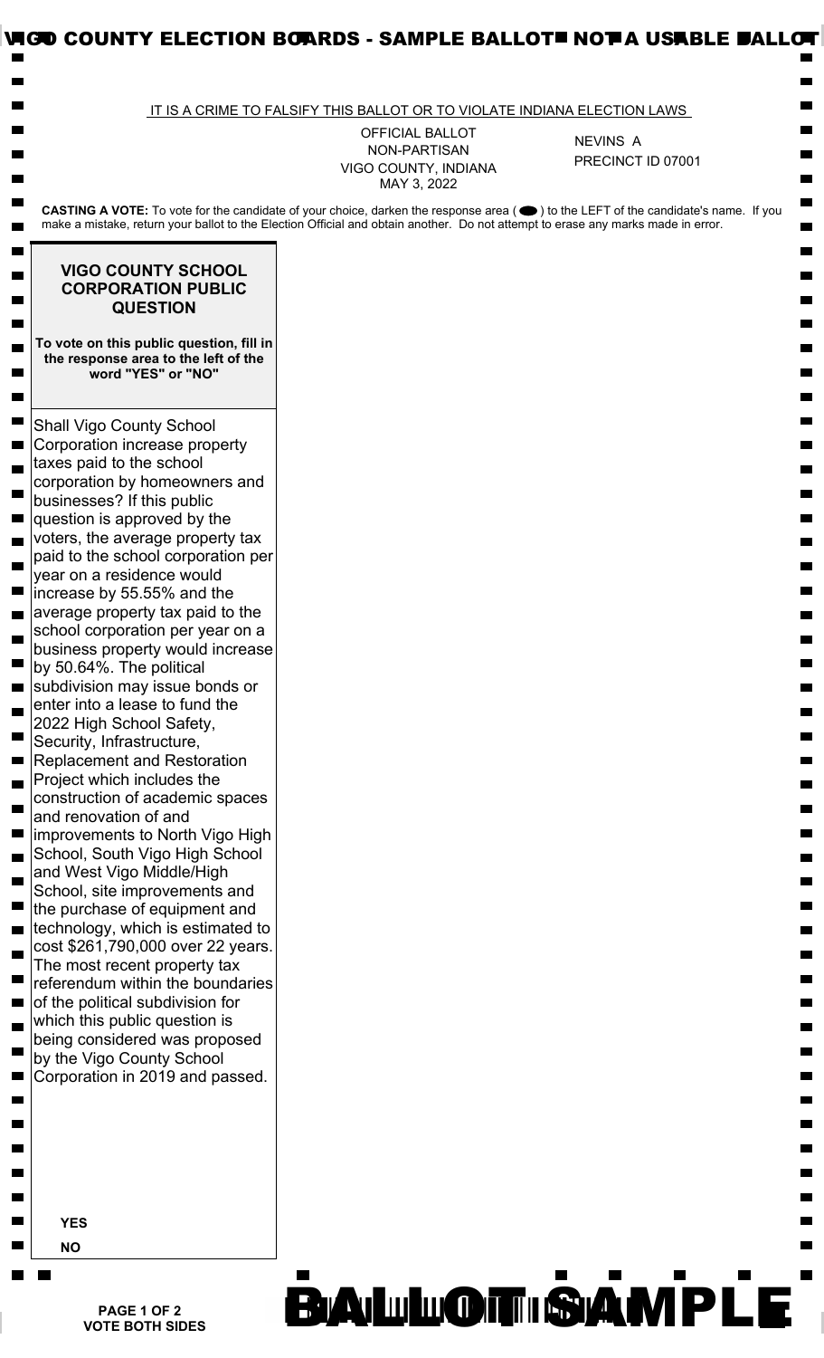VIGO COUNTY ELECTION BOARDS - SAMPLE BALLOT NOT A USABLE BALLOT

IT IS A CRIME TO FALSIFY THIS BALLOT OR TO VIOLATE INDIANA ELECTION LAWS

OFFICIAL BALLOT
NON-PARTISAN
VIGO COUNTY, INDIANA
MAY 3, 2022

NEVINS A
PRECINCT ID 07001

**CASTING A VOTE:** To vote for the candidate of your choice, darken the response area ( ⬬ ) to the LEFT of the candidate's name. If you make a mistake, return your ballot to the Election Official and obtain another. Do not attempt to erase any marks made in error.

## VIGO COUNTY SCHOOL CORPORATION PUBLIC QUESTION

**To vote on this public question, fill in the response area to the left of the word "YES" or "NO"**

Shall Vigo County School Corporation increase property taxes paid to the school corporation by homeowners and businesses? If this public question is approved by the voters, the average property tax paid to the school corporation per year on a residence would increase by 55.55% and the average property tax paid to the school corporation per year on a business property would increase by 50.64%. The political subdivision may issue bonds or enter into a lease to fund the 2022 High School Safety, Security, Infrastructure, Replacement and Restoration Project which includes the construction of academic spaces and renovation of and improvements to North Vigo High School, South Vigo High School and West Vigo Middle/High School, site improvements and the purchase of equipment and technology, which is estimated to cost $261,790,000 over 22 years. The most recent property tax referendum within the boundaries of the political subdivision for which this public question is being considered was proposed by the Vigo County School Corporation in 2019 and passed.

**YES**

**NO**

**PAGE 1 OF 2**
**VOTE BOTH SIDES**

BALLOT SAMPLE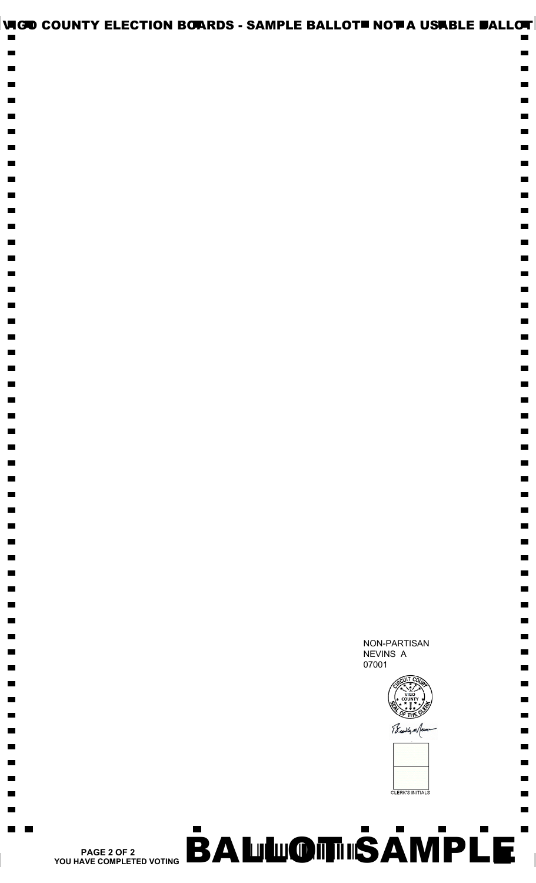VIGO COUNTY ELECTION BOARDS - SAMPLE BALLOT NOT A USABLE BALLOT

NON-PARTISAN
NEVINS A
07001

CIRCUIT COURT
VIGO COUNTY
SEAL OF THE CLERK

CLERK'S INITIALS

YOU HAVE COMPLETED VOTING

BALLOT SAMPLE